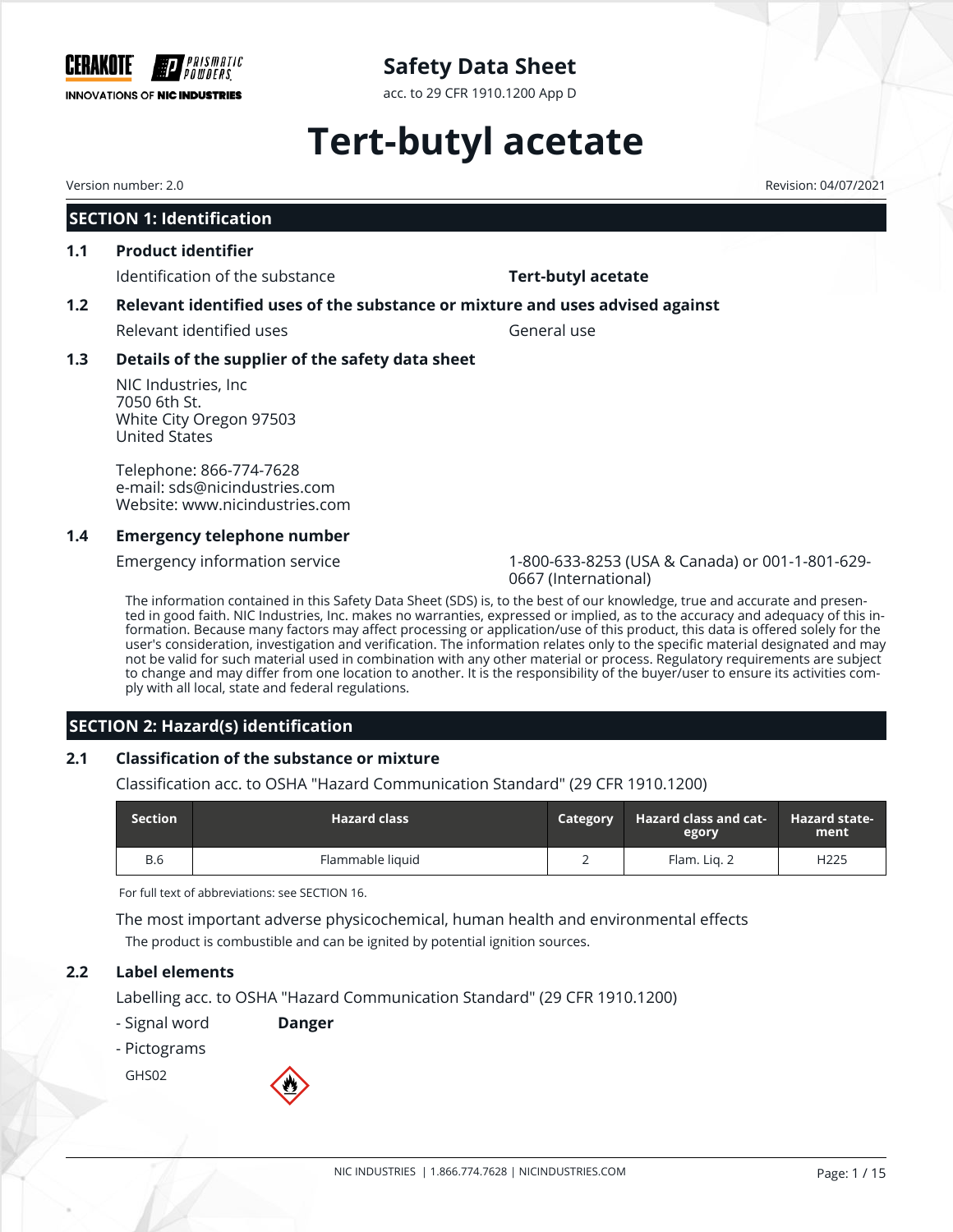# Safety Data Sheet

acc. to 29 CFR 1910.1200 App D

# Tert-butyl acetate

Version number: 2.0

Revision: 04/07/2021

## SECTION 1: Identification

### 1.1 Product identifier

Identification of the substance: **Tert-butyl acetate**

### 1.2 Relevant identified uses of the substance or mixture and uses advised against

Relevant identified uses: General use

### 1.3 Details of the supplier of the safety data sheet

NIC Industries, Inc
7050 6th St.
White City Oregon 97503
United States

Telephone: 866-774-7628
e-mail: sds@nicindustries.com
Website: www.nicindustries.com

### 1.4 Emergency telephone number

Emergency information service: 1-800-633-8253 (USA & Canada) or 001-1-801-629-0667 (International)

The information contained in this Safety Data Sheet (SDS) is, to the best of our knowledge, true and accurate and presented in good faith. NIC Industries, Inc. makes no warranties, expressed or implied, as to the accuracy and adequacy of this information. Because many factors may affect processing or application/use of this product, this data is offered solely for the user's consideration, investigation and verification. The information relates only to the specific material designated and may not be valid for such material used in combination with any other material or process. Regulatory requirements are subject to change and may differ from one location to another. It is the responsibility of the buyer/user to ensure its activities comply with all local, state and federal regulations.

## SECTION 2: Hazard(s) identification

### 2.1 Classification of the substance or mixture

Classification acc. to OSHA "Hazard Communication Standard" (29 CFR 1910.1200)

| Section | Hazard class | Category | Hazard class and category | Hazard statement |
|---|---|---|---|---|
| B.6 | Flammable liquid | 2 | Flam. Liq. 2 | H225 |

For full text of abbreviations: see SECTION 16.

The most important adverse physicochemical, human health and environmental effects

The product is combustible and can be ignited by potential ignition sources.

### 2.2 Label elements

Labelling acc. to OSHA "Hazard Communication Standard" (29 CFR 1910.1200)

- Signal word: **Danger**
- Pictograms

GHS02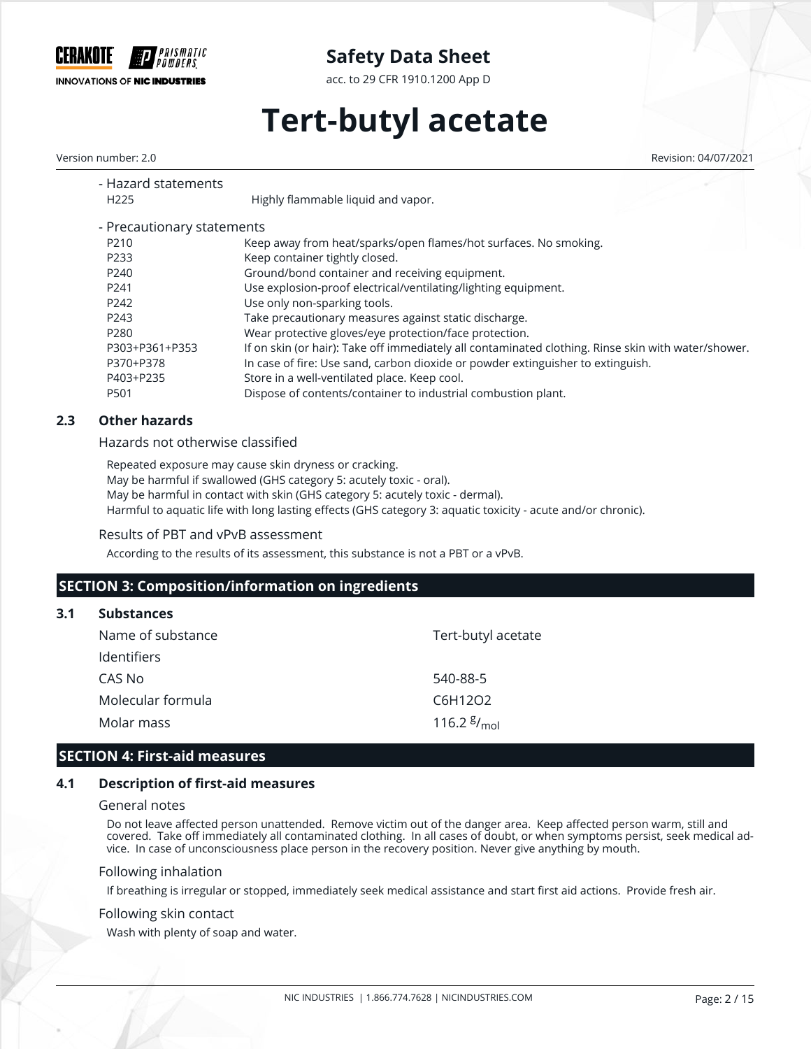- Hazard statements

| | |
|---|---|
| H225 | Highly flammable liquid and vapor. |

- Precautionary statements

| | |
|---|---|
| P210 | Keep away from heat/sparks/open flames/hot surfaces. No smoking. |
| P233 | Keep container tightly closed. |
| P240 | Ground/bond container and receiving equipment. |
| P241 | Use explosion-proof electrical/ventilating/lighting equipment. |
| P242 | Use only non-sparking tools. |
| P243 | Take precautionary measures against static discharge. |
| P280 | Wear protective gloves/eye protection/face protection. |
| P303+P361+P353 | If on skin (or hair): Take off immediately all contaminated clothing. Rinse skin with water/shower. |
| P370+P378 | In case of fire: Use sand, carbon dioxide or powder extinguisher to extinguish. |
| P403+P235 | Store in a well-ventilated place. Keep cool. |
| P501 | Dispose of contents/container to industrial combustion plant. |

### 2.3 Other hazards

Hazards not otherwise classified

Repeated exposure may cause skin dryness or cracking.
May be harmful if swallowed (GHS category 5: acutely toxic - oral).
May be harmful in contact with skin (GHS category 5: acutely toxic - dermal).
Harmful to aquatic life with long lasting effects (GHS category 3: aquatic toxicity - acute and/or chronic).

Results of PBT and vPvB assessment

According to the results of its assessment, this substance is not a PBT or a vPvB.

## SECTION 3: Composition/information on ingredients

### 3.1 Substances

| | |
|---|---|
| Name of substance | Tert-butyl acetate |
| Identifiers | |
| CAS No | 540-88-5 |
| Molecular formula | $C_6H_{12}O_2$ |
| Molar mass | 116.2 $^{g}/_{mol}$ |

## SECTION 4: First-aid measures

### 4.1 Description of first-aid measures

General notes

Do not leave affected person unattended. Remove victim out of the danger area. Keep affected person warm, still and covered. Take off immediately all contaminated clothing. In all cases of doubt, or when symptoms persist, seek medical advice. In case of unconsciousness place person in the recovery position. Never give anything by mouth.

Following inhalation

If breathing is irregular or stopped, immediately seek medical assistance and start first aid actions. Provide fresh air.

Following skin contact

Wash with plenty of soap and water.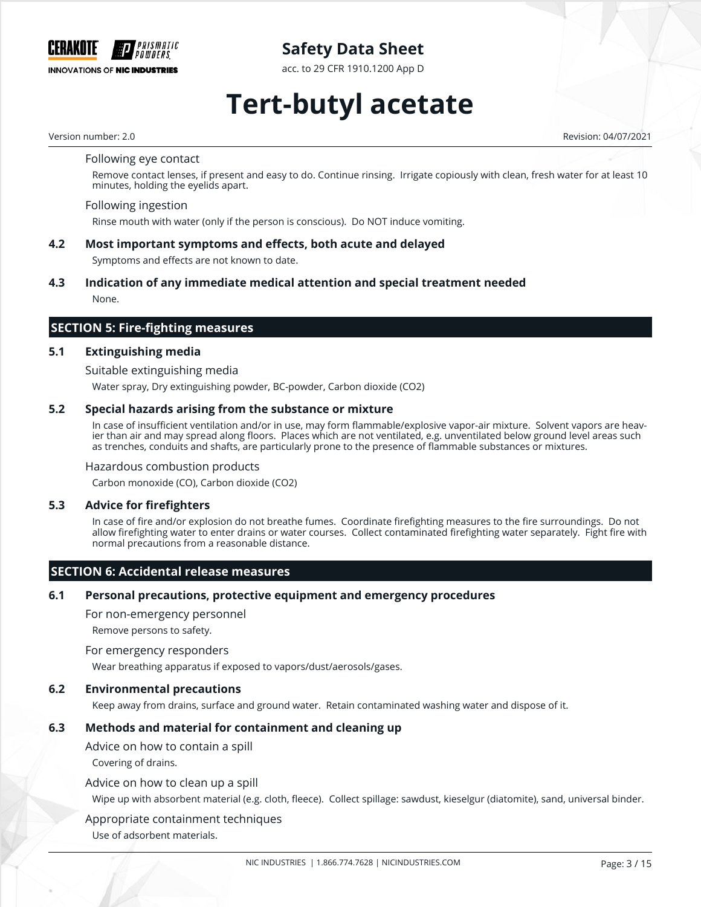Following eye contact

Remove contact lenses, if present and easy to do. Continue rinsing. Irrigate copiously with clean, fresh water for at least 10 minutes, holding the eyelids apart.

Following ingestion

Rinse mouth with water (only if the person is conscious). Do NOT induce vomiting.

### 4.2 Most important symptoms and effects, both acute and delayed

Symptoms and effects are not known to date.

### 4.3 Indication of any immediate medical attention and special treatment needed

None.

## SECTION 5: Fire-fighting measures

### 5.1 Extinguishing media

Suitable extinguishing media

Water spray, Dry extinguishing powder, BC-powder, Carbon dioxide ($CO_2$)

### 5.2 Special hazards arising from the substance or mixture

In case of insufficient ventilation and/or in use, may form flammable/explosive vapor-air mixture. Solvent vapors are heavier than air and may spread along floors. Places which are not ventilated, e.g. unventilated below ground level areas such as trenches, conduits and shafts, are particularly prone to the presence of flammable substances or mixtures.

Hazardous combustion products

Carbon monoxide (CO), Carbon dioxide ($CO_2$)

### 5.3 Advice for firefighters

In case of fire and/or explosion do not breathe fumes. Coordinate firefighting measures to the fire surroundings. Do not allow firefighting water to enter drains or water courses. Collect contaminated firefighting water separately. Fight fire with normal precautions from a reasonable distance.

## SECTION 6: Accidental release measures

### 6.1 Personal precautions, protective equipment and emergency procedures

For non-emergency personnel

Remove persons to safety.

For emergency responders

Wear breathing apparatus if exposed to vapors/dust/aerosols/gases.

### 6.2 Environmental precautions

Keep away from drains, surface and ground water. Retain contaminated washing water and dispose of it.

### 6.3 Methods and material for containment and cleaning up

Advice on how to contain a spill

Covering of drains.

Advice on how to clean up a spill

Wipe up with absorbent material (e.g. cloth, fleece). Collect spillage: sawdust, kieselgur (diatomite), sand, universal binder.

Appropriate containment techniques

Use of adsorbent materials.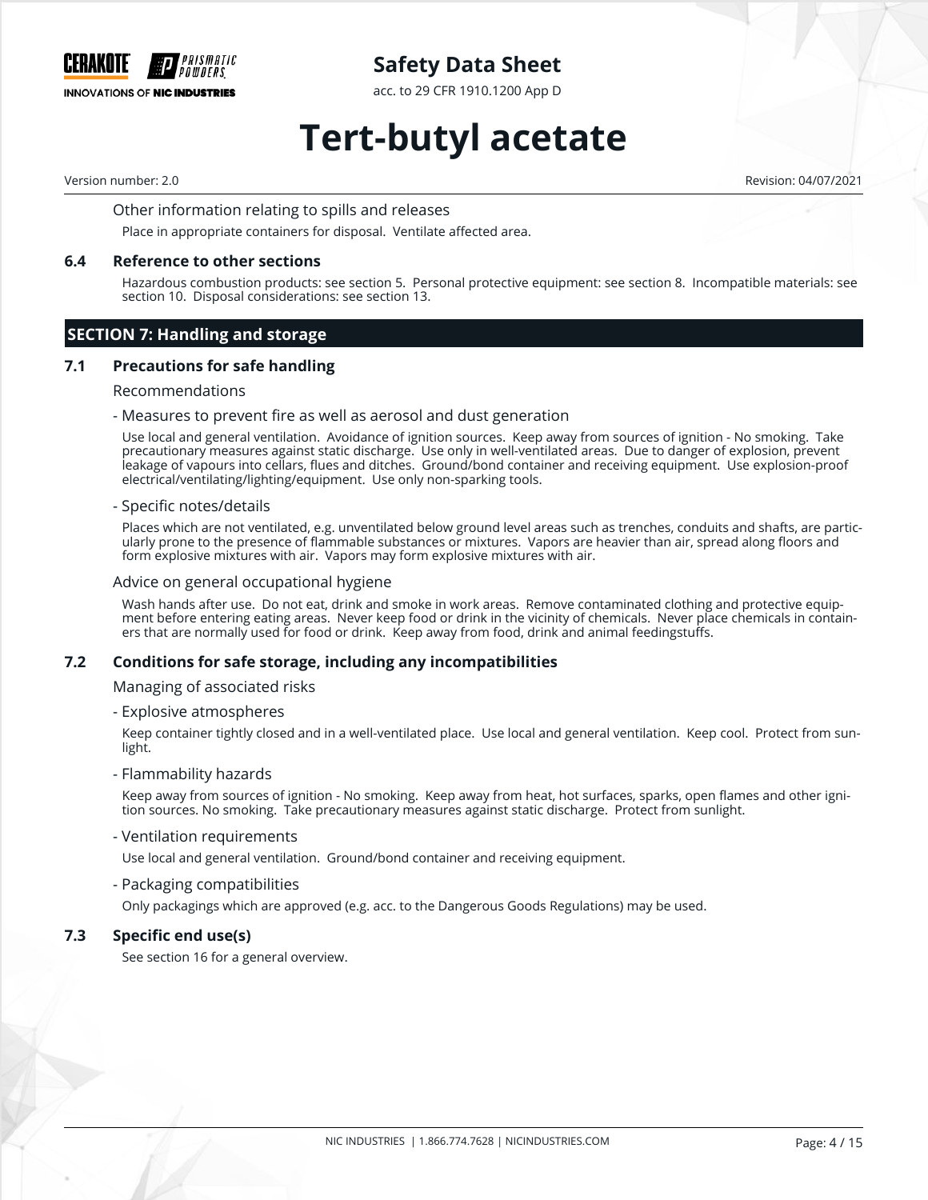Other information relating to spills and releases

Place in appropriate containers for disposal. Ventilate affected area.

### 6.4 Reference to other sections

Hazardous combustion products: see section 5. Personal protective equipment: see section 8. Incompatible materials: see section 10. Disposal considerations: see section 13.

## SECTION 7: Handling and storage

### 7.1 Precautions for safe handling

Recommendations

- Measures to prevent fire as well as aerosol and dust generation

  Use local and general ventilation. Avoidance of ignition sources. Keep away from sources of ignition - No smoking. Take precautionary measures against static discharge. Use only in well-ventilated areas. Due to danger of explosion, prevent leakage of vapours into cellars, flues and ditches. Ground/bond container and receiving equipment. Use explosion-proof electrical/ventilating/lighting/equipment. Use only non-sparking tools.

- Specific notes/details

  Places which are not ventilated, e.g. unventilated below ground level areas such as trenches, conduits and shafts, are particularly prone to the presence of flammable substances or mixtures. Vapors are heavier than air, spread along floors and form explosive mixtures with air. Vapors may form explosive mixtures with air.

Advice on general occupational hygiene

Wash hands after use. Do not eat, drink and smoke in work areas. Remove contaminated clothing and protective equipment before entering eating areas. Never keep food or drink in the vicinity of chemicals. Never place chemicals in containers that are normally used for food or drink. Keep away from food, drink and animal feedingstuffs.

### 7.2 Conditions for safe storage, including any incompatibilities

Managing of associated risks

- Explosive atmospheres

  Keep container tightly closed and in a well-ventilated place. Use local and general ventilation. Keep cool. Protect from sunlight.

- Flammability hazards

  Keep away from sources of ignition - No smoking. Keep away from heat, hot surfaces, sparks, open flames and other ignition sources. No smoking. Take precautionary measures against static discharge. Protect from sunlight.

- Ventilation requirements

  Use local and general ventilation. Ground/bond container and receiving equipment.

- Packaging compatibilities

  Only packagings which are approved (e.g. acc. to the Dangerous Goods Regulations) may be used.

### 7.3 Specific end use(s)

See section 16 for a general overview.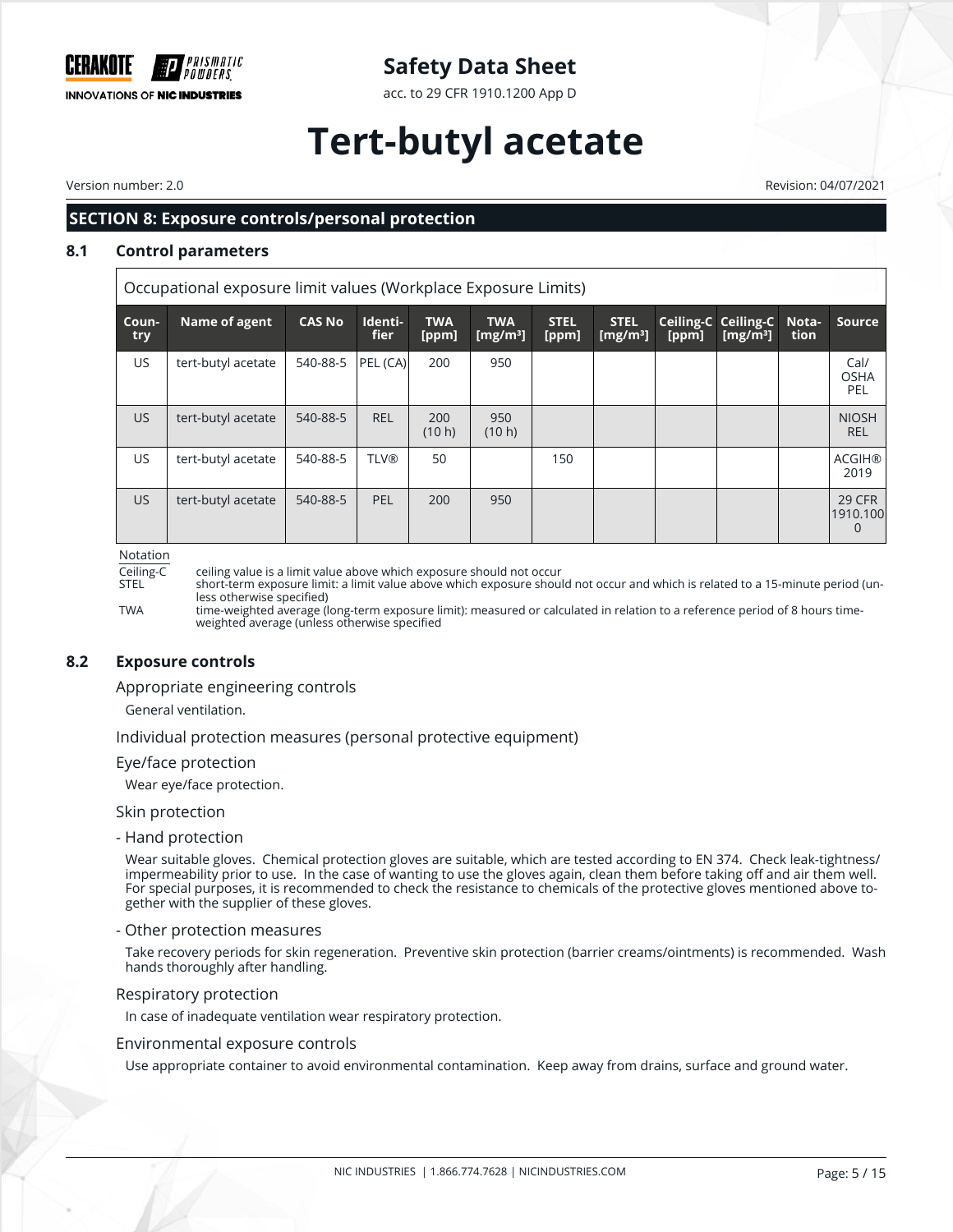## SECTION 8: Exposure controls/personal protection

### 8.1 Control parameters

Occupational exposure limit values (Workplace Exposure Limits)

| Country | Name of agent | CAS No | Identifier | TWA [ppm] | TWA [mg/m³] | STEL [ppm] | STEL [mg/m³] | Ceiling-C [ppm] | Ceiling-C [mg/m³] | Notation | Source |
|---|---|---|---|---|---|---|---|---|---|---|---|
| US | tert-butyl acetate | 540-88-5 | PEL (CA) | 200 | 950 | | | | | | Cal/ OSHA PEL |
| US | tert-butyl acetate | 540-88-5 | REL | 200 (10 h) | 950 (10 h) | | | | | | NIOSH REL |
| US | tert-butyl acetate | 540-88-5 | TLV® | 50 | | 150 | | | | | ACGIH® 2019 |
| US | tert-butyl acetate | 540-88-5 | PEL | 200 | 950 | | | | | | 29 CFR 1910.1000 |

Notation

- Ceiling-C: ceiling value is a limit value above which exposure should not occur
- STEL: short-term exposure limit: a limit value above which exposure should not occur and which is related to a 15-minute period (unless otherwise specified)
- TWA: time-weighted average (long-term exposure limit): measured or calculated in relation to a reference period of 8 hours time-weighted average (unless otherwise specified

### 8.2 Exposure controls

Appropriate engineering controls

General ventilation.

Individual protection measures (personal protective equipment)

Eye/face protection

Wear eye/face protection.

Skin protection

- Hand protection

Wear suitable gloves. Chemical protection gloves are suitable, which are tested according to EN 374. Check leak-tightness/impermeability prior to use. In the case of wanting to use the gloves again, clean them before taking off and air them well. For special purposes, it is recommended to check the resistance to chemicals of the protective gloves mentioned above together with the supplier of these gloves.

- Other protection measures

Take recovery periods for skin regeneration. Preventive skin protection (barrier creams/ointments) is recommended. Wash hands thoroughly after handling.

Respiratory protection

In case of inadequate ventilation wear respiratory protection.

Environmental exposure controls

Use appropriate container to avoid environmental contamination. Keep away from drains, surface and ground water.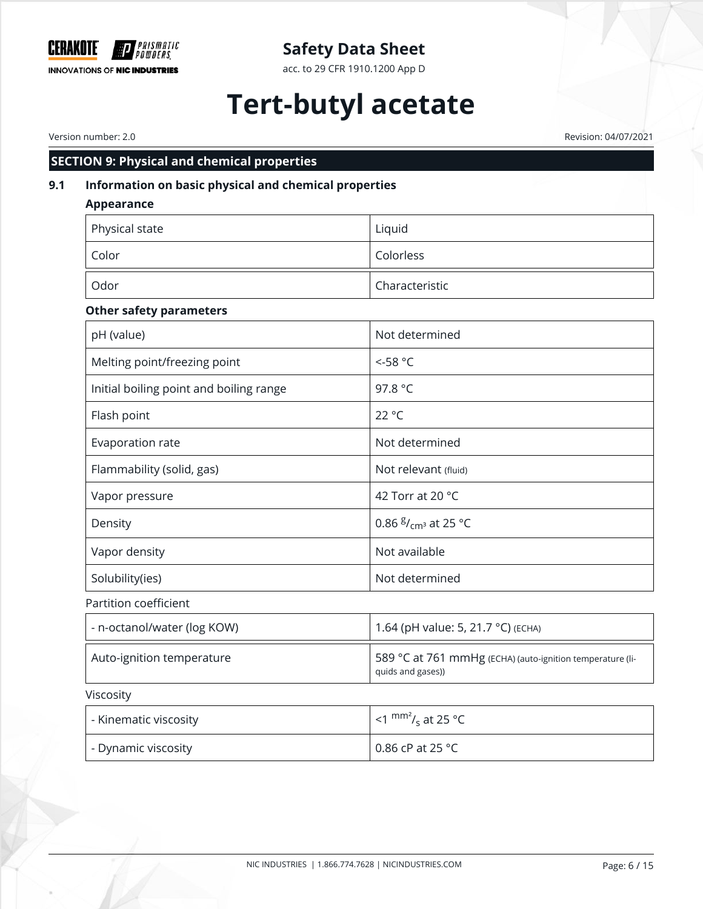## SECTION 9: Physical and chemical properties

### 9.1 Information on basic physical and chemical properties

**Appearance**

| | |
|---|---|
| Physical state | Liquid |
| Color | Colorless |
| Odor | Characteristic |

**Other safety parameters**

| | |
|---|---|
| pH (value) | Not determined |
| Melting point/freezing point | <-58 °C |
| Initial boiling point and boiling range | 97.8 °C |
| Flash point | 22 °C |
| Evaporation rate | Not determined |
| Flammability (solid, gas) | Not relevant (fluid) |
| Vapor pressure | 42 Torr at 20 °C |
| Density | 0.86 $^{g}/_{cm^3}$ at 25 °C |
| Vapor density | Not available |
| Solubility(ies) | Not determined |

Partition coefficient

| | |
|---|---|
| - n-octanol/water (log KOW) | 1.64 (pH value: 5, 21.7 °C) (ECHA) |
| Auto-ignition temperature | 589 °C at 761 mmHg (ECHA) (auto-ignition temperature (liquids and gases)) |

Viscosity

| | |
|---|---|
| - Kinematic viscosity | <1 $^{mm^2}/_{s}$ at 25 °C |
| - Dynamic viscosity | 0.86 cP at 25 °C |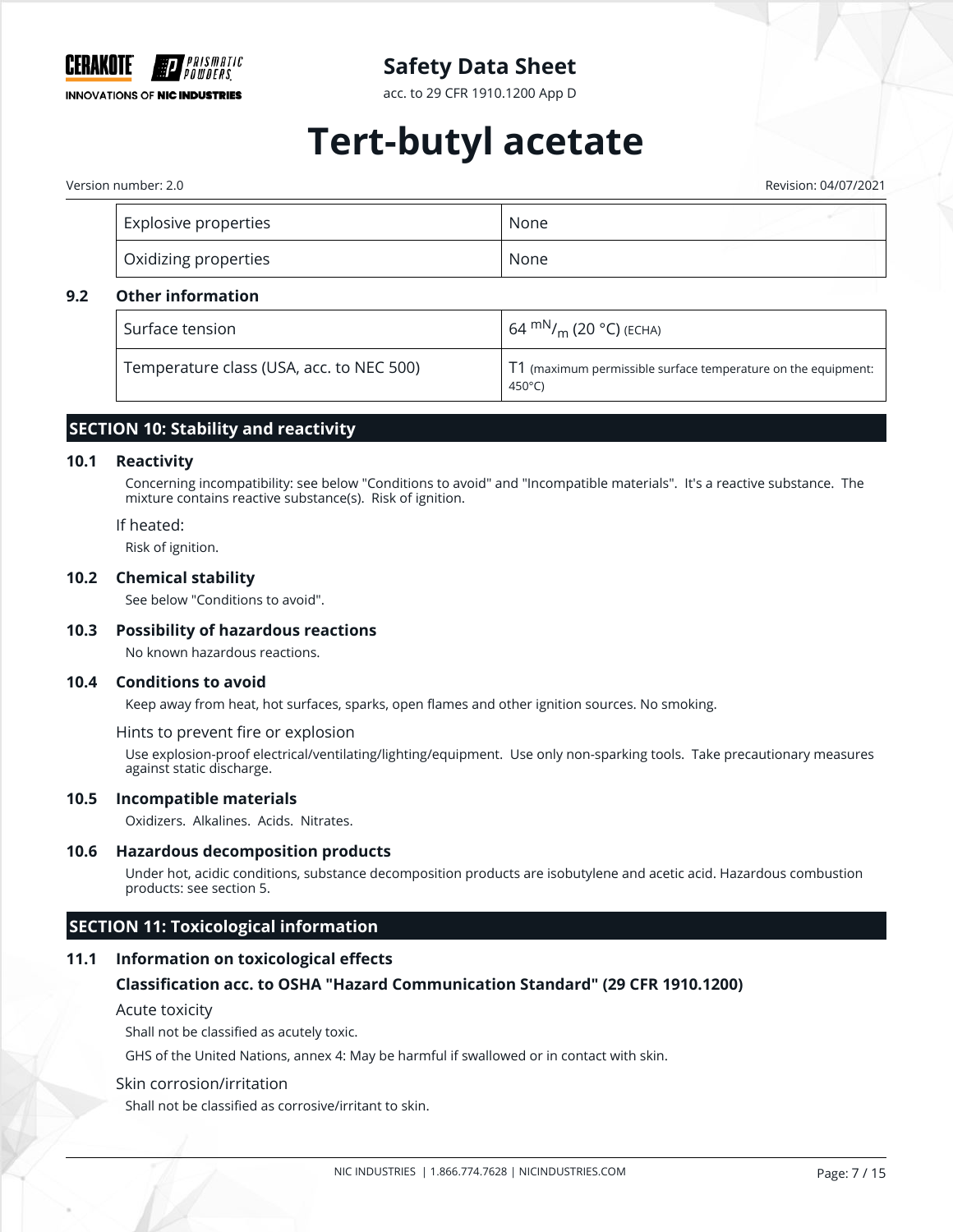| Explosive properties | None |
| --- | --- |
| Oxidizing properties | None |

### 9.2 Other information

| Surface tension | 64 $^{mN}/_{m}$ (20 °C) (ECHA) |
| --- | --- |
| Temperature class (USA, acc. to NEC 500) | T1 (maximum permissible surface temperature on the equipment: 450°C) |

## SECTION 10: Stability and reactivity

### 10.1 Reactivity

Concerning incompatibility: see below "Conditions to avoid" and "Incompatible materials". It's a reactive substance. The mixture contains reactive substance(s). Risk of ignition.

If heated:

Risk of ignition.

### 10.2 Chemical stability

See below "Conditions to avoid".

### 10.3 Possibility of hazardous reactions

No known hazardous reactions.

### 10.4 Conditions to avoid

Keep away from heat, hot surfaces, sparks, open flames and other ignition sources. No smoking.

Hints to prevent fire or explosion

Use explosion-proof electrical/ventilating/lighting/equipment. Use only non-sparking tools. Take precautionary measures against static discharge.

### 10.5 Incompatible materials

Oxidizers. Alkalines. Acids. Nitrates.

### 10.6 Hazardous decomposition products

Under hot, acidic conditions, substance decomposition products are isobutylene and acetic acid. Hazardous combustion products: see section 5.

## SECTION 11: Toxicological information

### 11.1 Information on toxicological effects

#### Classification acc. to OSHA "Hazard Communication Standard" (29 CFR 1910.1200)

Acute toxicity

Shall not be classified as acutely toxic.

GHS of the United Nations, annex 4: May be harmful if swallowed or in contact with skin.

Skin corrosion/irritation

Shall not be classified as corrosive/irritant to skin.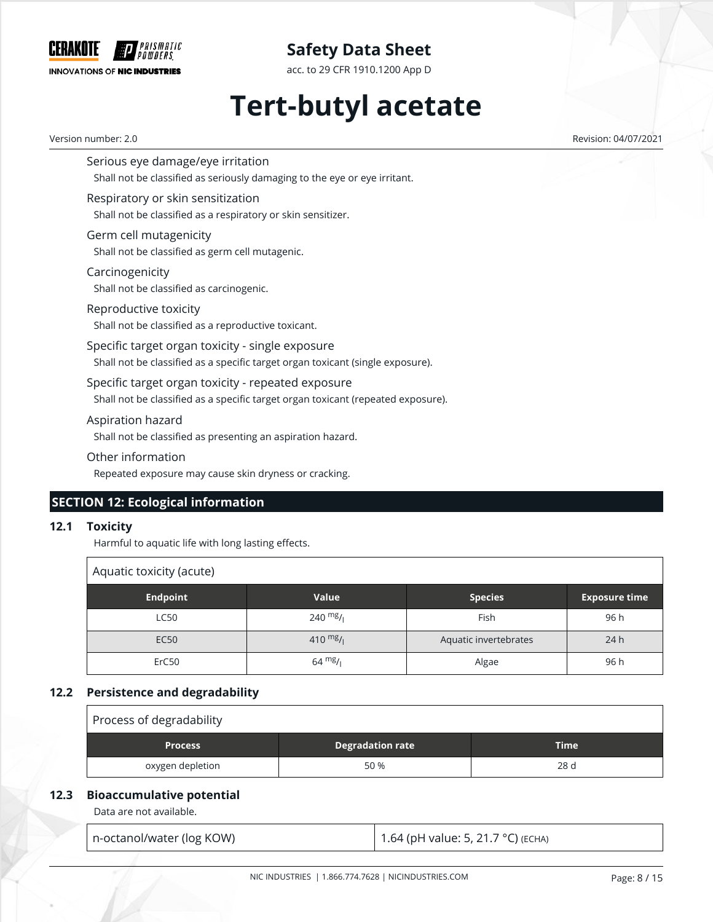Serious eye damage/eye irritation

Shall not be classified as seriously damaging to the eye or eye irritant.

Respiratory or skin sensitization

Shall not be classified as a respiratory or skin sensitizer.

Germ cell mutagenicity

Shall not be classified as germ cell mutagenic.

Carcinogenicity

Shall not be classified as carcinogenic.

Reproductive toxicity

Shall not be classified as a reproductive toxicant.

Specific target organ toxicity - single exposure

Shall not be classified as a specific target organ toxicant (single exposure).

Specific target organ toxicity - repeated exposure

Shall not be classified as a specific target organ toxicant (repeated exposure).

Aspiration hazard

Shall not be classified as presenting an aspiration hazard.

Other information

Repeated exposure may cause skin dryness or cracking.

## SECTION 12: Ecological information

### 12.1 Toxicity

Harmful to aquatic life with long lasting effects.

Aquatic toxicity (acute)

| Endpoint | Value | Species | Exposure time |
|---|---|---|---|
| LC50 | 240 $^{mg}/_{l}$ | Fish | 96 h |
| EC50 | 410 $^{mg}/_{l}$ | Aquatic invertebrates | 24 h |
| ErC50 | 64 $^{mg}/_{l}$ | Algae | 96 h |

### 12.2 Persistence and degradability

Process of degradability

| Process | Degradation rate | Time |
|---|---|---|
| oxygen depletion | 50 % | 28 d |

### 12.3 Bioaccumulative potential

Data are not available.

| n-octanol/water (log KOW) | 1.64 (pH value: 5, 21.7 °C) (ECHA) |
|---|---|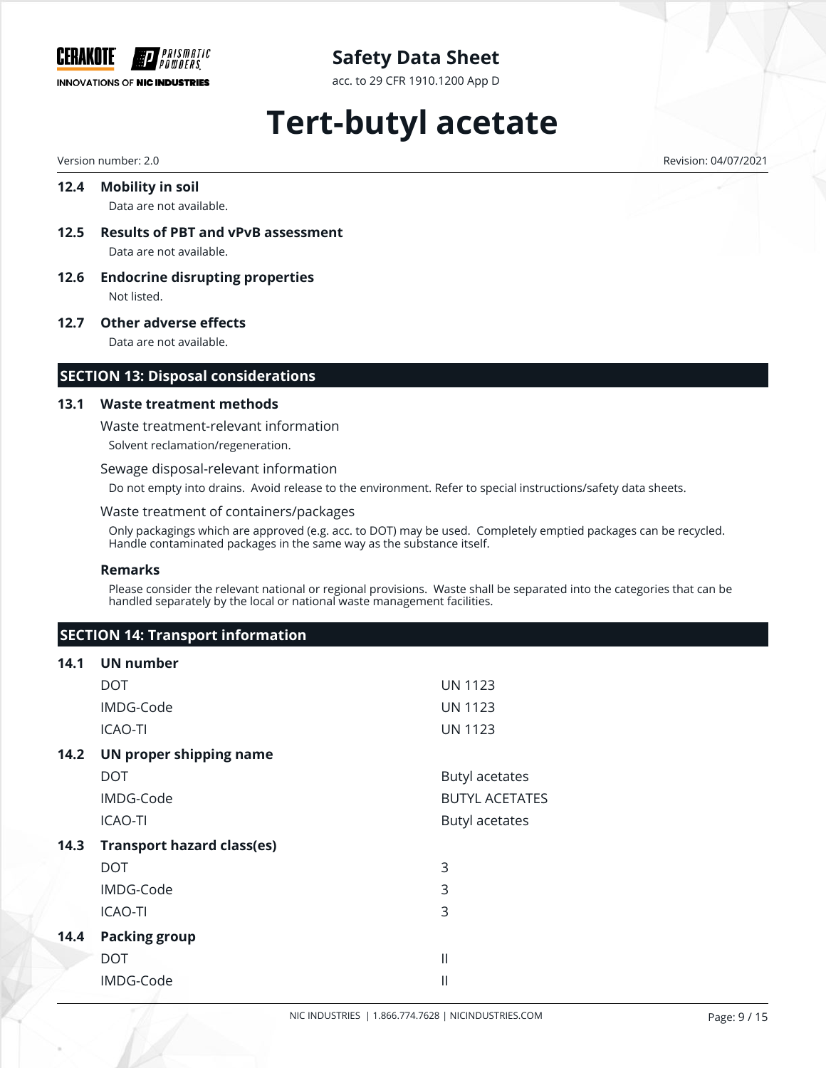### 12.4 Mobility in soil

Data are not available.

### 12.5 Results of PBT and vPvB assessment

Data are not available.

### 12.6 Endocrine disrupting properties

Not listed.

### 12.7 Other adverse effects

Data are not available.

## SECTION 13: Disposal considerations

### 13.1 Waste treatment methods

Waste treatment-relevant information

Solvent reclamation/regeneration.

Sewage disposal-relevant information

Do not empty into drains. Avoid release to the environment. Refer to special instructions/safety data sheets.

Waste treatment of containers/packages

Only packagings which are approved (e.g. acc. to DOT) may be used. Completely emptied packages can be recycled. Handle contaminated packages in the same way as the substance itself.

**Remarks**

Please consider the relevant national or regional provisions. Waste shall be separated into the categories that can be handled separately by the local or national waste management facilities.

## SECTION 14: Transport information

### 14.1 UN number

| | |
|---|---|
| DOT | UN 1123 |
| IMDG-Code | UN 1123 |
| ICAO-TI | UN 1123 |

### 14.2 UN proper shipping name

| | |
|---|---|
| DOT | Butyl acetates |
| IMDG-Code | BUTYL ACETATES |
| ICAO-TI | Butyl acetates |

### 14.3 Transport hazard class(es)

| | |
|---|---|
| DOT | 3 |
| IMDG-Code | 3 |
| ICAO-TI | 3 |

### 14.4 Packing group

| | |
|---|---|
| DOT | II |
| IMDG-Code | II |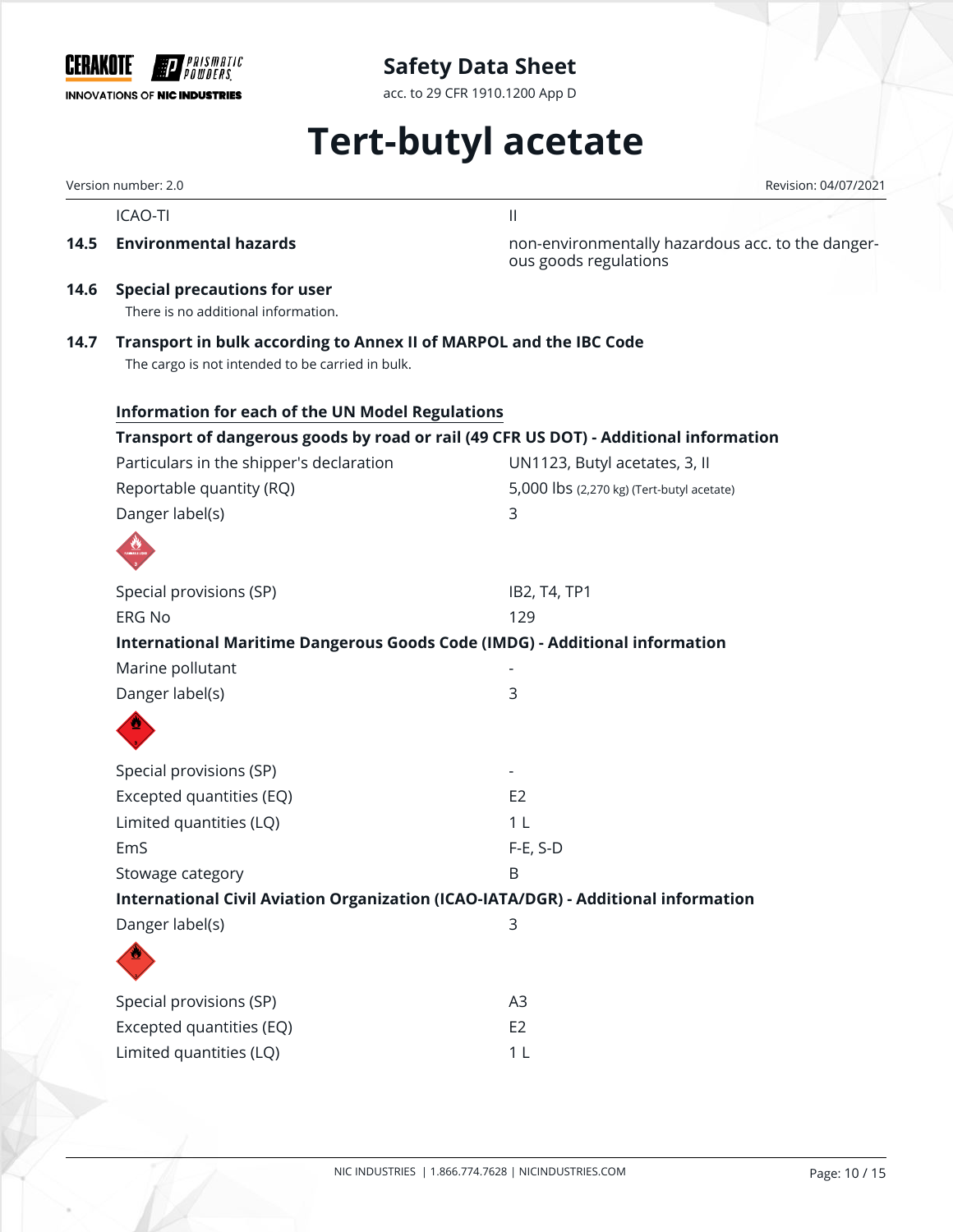| | |
|---|---|
| ICAO-TI | II |

**14.5 Environmental hazards** — non-environmentally hazardous acc. to the dangerous goods regulations

**14.6 Special precautions for user**

There is no additional information.

**14.7 Transport in bulk according to Annex II of MARPOL and the IBC Code**

The cargo is not intended to be carried in bulk.

### Information for each of the UN Model Regulations

#### Transport of dangerous goods by road or rail (49 CFR US DOT) - Additional information

| | |
|---|---|
| Particulars in the shipper's declaration | UN1123, Butyl acetates, 3, II |
| Reportable quantity (RQ) | 5,000 lbs (2,270 kg) (Tert-butyl acetate) |
| Danger label(s) | 3 |
| Special provisions (SP) | IB2, T4, TP1 |
| ERG No | 129 |

#### International Maritime Dangerous Goods Code (IMDG) - Additional information

| | |
|---|---|
| Marine pollutant | - |
| Danger label(s) | 3 |
| Special provisions (SP) | - |
| Excepted quantities (EQ) | E2 |
| Limited quantities (LQ) | 1 L |
| EmS | F-E, S-D |
| Stowage category | B |

#### International Civil Aviation Organization (ICAO-IATA/DGR) - Additional information

| | |
|---|---|
| Danger label(s) | 3 |
| Special provisions (SP) | A3 |
| Excepted quantities (EQ) | E2 |
| Limited quantities (LQ) | 1 L |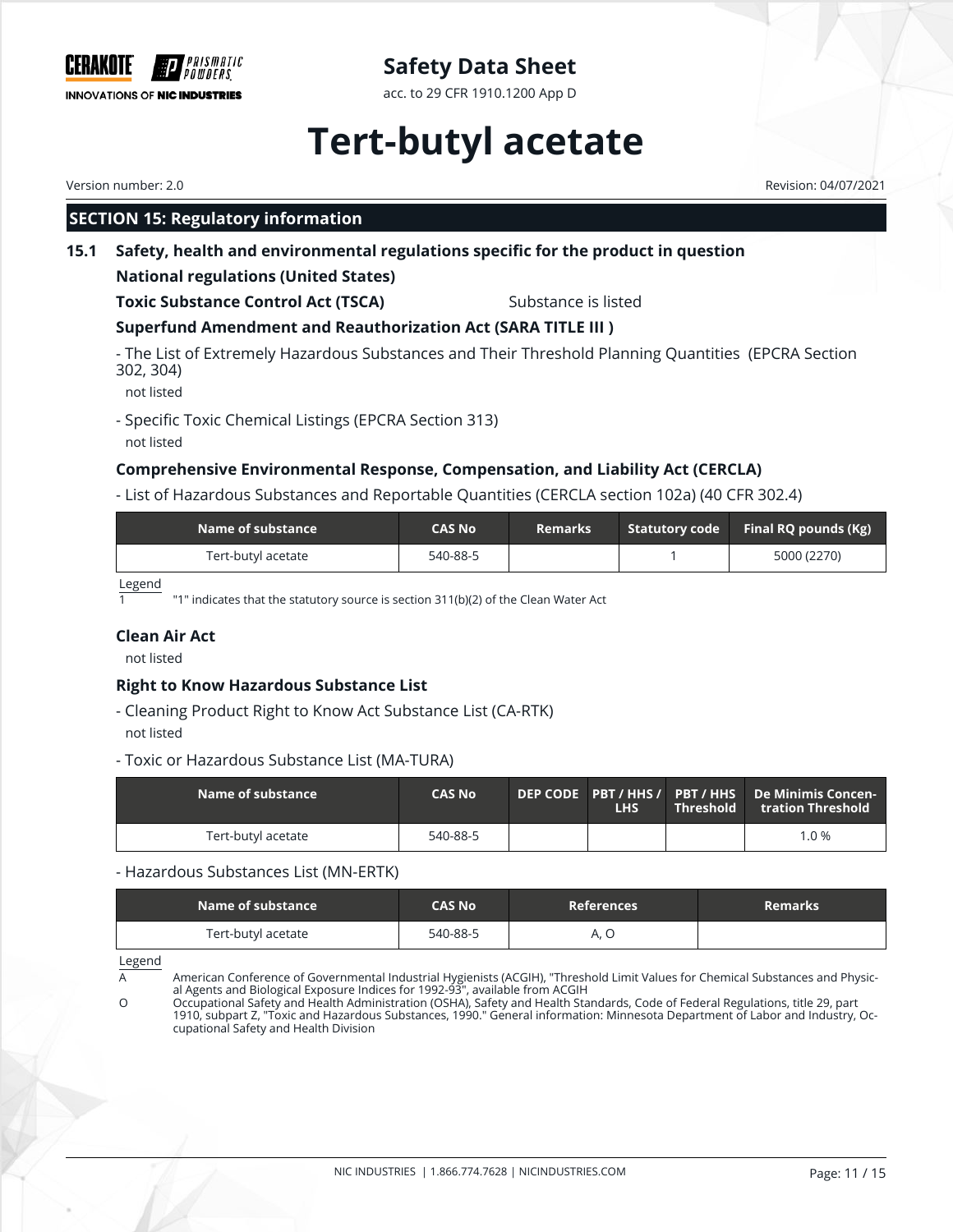## SECTION 15: Regulatory information

### 15.1 Safety, health and environmental regulations specific for the product in question

**National regulations (United States)**

**Toxic Substance Control Act (TSCA)** Substance is listed

**Superfund Amendment and Reauthorization Act (SARA TITLE III )**

- The List of Extremely Hazardous Substances and Their Threshold Planning Quantities (EPCRA Section 302, 304)

  not listed

- Specific Toxic Chemical Listings (EPCRA Section 313)

  not listed

**Comprehensive Environmental Response, Compensation, and Liability Act (CERCLA)**

- List of Hazardous Substances and Reportable Quantities (CERCLA section 102a) (40 CFR 302.4)

| Name of substance | CAS No | Remarks | Statutory code | Final RQ pounds (Kg) |
|---|---|---|---|---|
| Tert-butyl acetate | 540-88-5 | | 1 | 5000 (2270) |

Legend

1 "1" indicates that the statutory source is section 311(b)(2) of the Clean Water Act

**Clean Air Act**

not listed

**Right to Know Hazardous Substance List**

- Cleaning Product Right to Know Act Substance List (CA-RTK)

  not listed

- Toxic or Hazardous Substance List (MA-TURA)

| Name of substance | CAS No | DEP CODE | PBT / HHS / LHS | PBT / HHS Threshold | De Minimis Concentration Threshold |
|---|---|---|---|---|---|
| Tert-butyl acetate | 540-88-5 | | | | 1.0 % |

- Hazardous Substances List (MN-ERTK)

| Name of substance | CAS No | References | Remarks |
|---|---|---|---|
| Tert-butyl acetate | 540-88-5 | A, O | |

Legend

A American Conference of Governmental Industrial Hygienists (ACGIH), "Threshold Limit Values for Chemical Substances and Physical Agents and Biological Exposure Indices for 1992-93", available from ACGIH

O Occupational Safety and Health Administration (OSHA), Safety and Health Standards, Code of Federal Regulations, title 29, part 1910, subpart Z, "Toxic and Hazardous Substances, 1990." General information: Minnesota Department of Labor and Industry, Occupational Safety and Health Division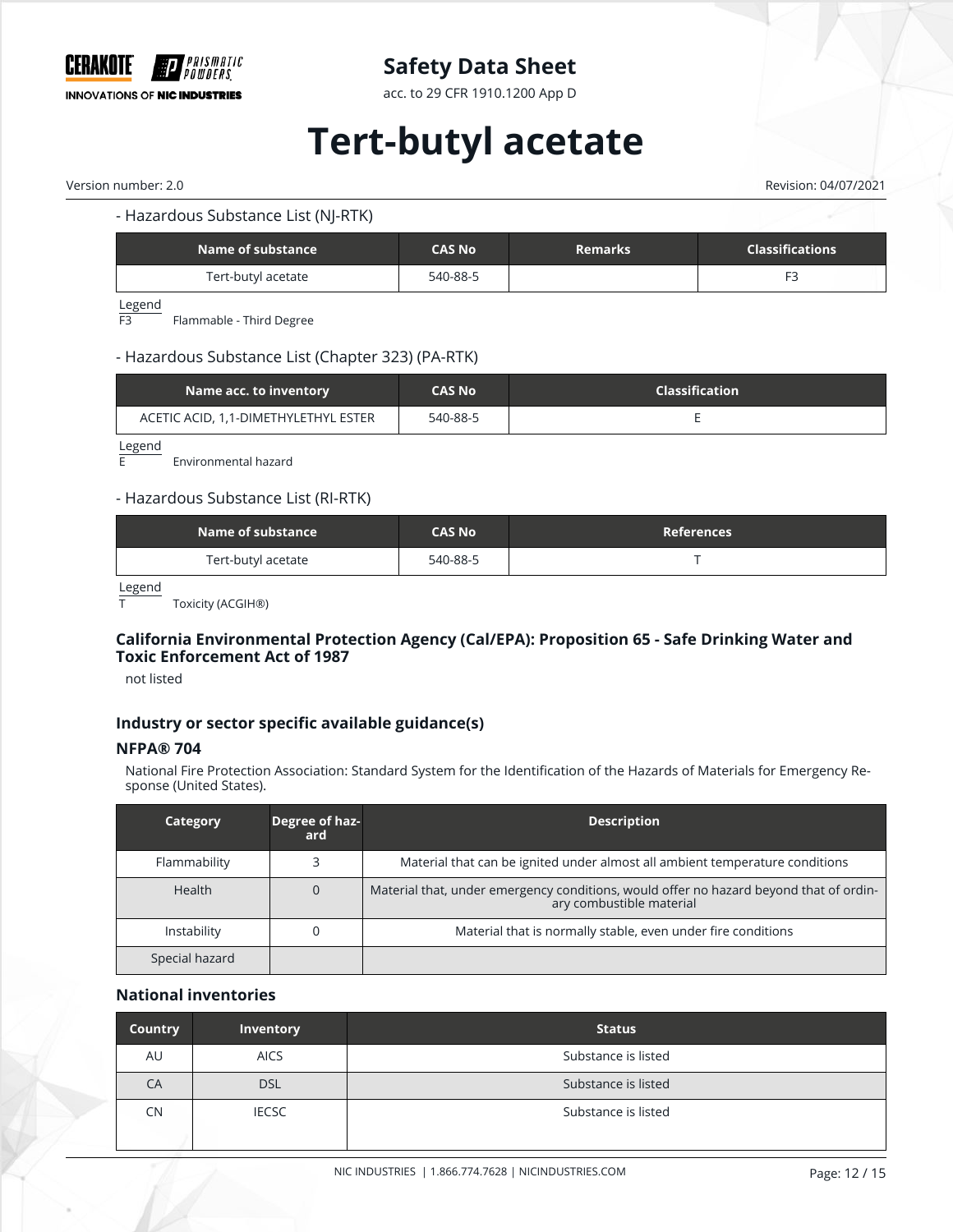- Hazardous Substance List (NJ-RTK)

| Name of substance | CAS No | Remarks | Classifications |
|---|---|---|---|
| Tert-butyl acetate | 540-88-5 | | F3 |

Legend
F3 Flammable - Third Degree

- Hazardous Substance List (Chapter 323) (PA-RTK)

| Name acc. to inventory | CAS No | Classification |
|---|---|---|
| ACETIC ACID, 1,1-DIMETHYLETHYL ESTER | 540-88-5 | E |

Legend
E Environmental hazard

- Hazardous Substance List (RI-RTK)

| Name of substance | CAS No | References |
|---|---|---|
| Tert-butyl acetate | 540-88-5 | T |

Legend
T Toxicity (ACGIH®)

### California Environmental Protection Agency (Cal/EPA): Proposition 65 - Safe Drinking Water and Toxic Enforcement Act of 1987

not listed

### Industry or sector specific available guidance(s)

#### NFPA® 704

National Fire Protection Association: Standard System for the Identification of the Hazards of Materials for Emergency Response (United States).

| Category | Degree of hazard | Description |
|---|---|---|
| Flammability | 3 | Material that can be ignited under almost all ambient temperature conditions |
| Health | 0 | Material that, under emergency conditions, would offer no hazard beyond that of ordinary combustible material |
| Instability | 0 | Material that is normally stable, even under fire conditions |
| Special hazard | | |

### National inventories

| Country | Inventory | Status |
|---|---|---|
| AU | AICS | Substance is listed |
| CA | DSL | Substance is listed |
| CN | IECSC | Substance is listed |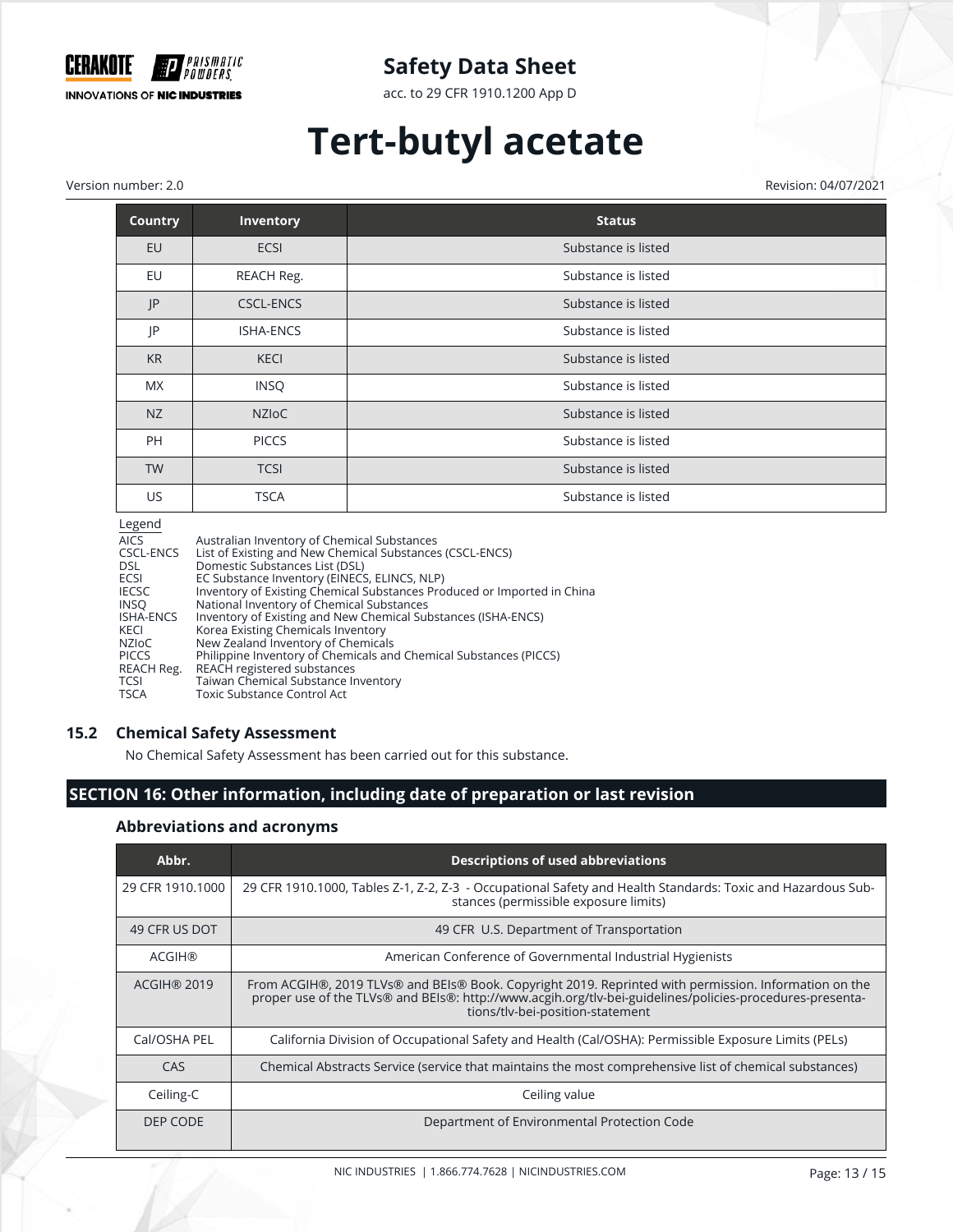| Country | Inventory | Status |
|---|---|---|
| EU | ECSI | Substance is listed |
| EU | REACH Reg. | Substance is listed |
| JP | CSCL-ENCS | Substance is listed |
| JP | ISHA-ENCS | Substance is listed |
| KR | KECI | Substance is listed |
| MX | INSQ | Substance is listed |
| NZ | NZIoC | Substance is listed |
| PH | PICCS | Substance is listed |
| TW | TCSI | Substance is listed |
| US | TSCA | Substance is listed |

Legend

| | |
|---|---|
| AICS | Australian Inventory of Chemical Substances |
| CSCL-ENCS | List of Existing and New Chemical Substances (CSCL-ENCS) |
| DSL | Domestic Substances List (DSL) |
| ECSI | EC Substance Inventory (EINECS, ELINCS, NLP) |
| IECSC | Inventory of Existing Chemical Substances Produced or Imported in China |
| INSQ | National Inventory of Chemical Substances |
| ISHA-ENCS | Inventory of Existing and New Chemical Substances (ISHA-ENCS) |
| KECI | Korea Existing Chemicals Inventory |
| NZIoC | New Zealand Inventory of Chemicals |
| PICCS | Philippine Inventory of Chemicals and Chemical Substances (PICCS) |
| REACH Reg. | REACH registered substances |
| TCSI | Taiwan Chemical Substance Inventory |
| TSCA | Toxic Substance Control Act |

### 15.2 Chemical Safety Assessment

No Chemical Safety Assessment has been carried out for this substance.

## SECTION 16: Other information, including date of preparation or last revision

### Abbreviations and acronyms

| Abbr. | Descriptions of used abbreviations |
|---|---|
| 29 CFR 1910.1000 | 29 CFR 1910.1000, Tables Z-1, Z-2, Z-3 - Occupational Safety and Health Standards: Toxic and Hazardous Substances (permissible exposure limits) |
| 49 CFR US DOT | 49 CFR U.S. Department of Transportation |
| ACGIH® | American Conference of Governmental Industrial Hygienists |
| ACGIH® 2019 | From ACGIH®, 2019 TLVs® and BEIs® Book. Copyright 2019. Reprinted with permission. Information on the proper use of the TLVs® and BEIs®: http://www.acgih.org/tlv-bei-guidelines/policies-procedures-presentations/tlv-bei-position-statement |
| Cal/OSHA PEL | California Division of Occupational Safety and Health (Cal/OSHA): Permissible Exposure Limits (PELs) |
| CAS | Chemical Abstracts Service (service that maintains the most comprehensive list of chemical substances) |
| Ceiling-C | Ceiling value |
| DEP CODE | Department of Environmental Protection Code |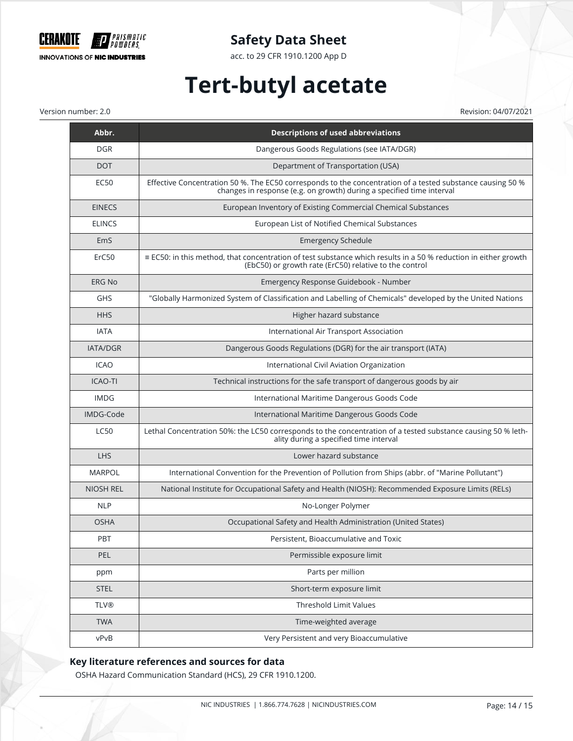| Abbr. | Descriptions of used abbreviations |
| --- | --- |
| DGR | Dangerous Goods Regulations (see IATA/DGR) |
| DOT | Department of Transportation (USA) |
| EC50 | Effective Concentration 50 %. The EC50 corresponds to the concentration of a tested substance causing 50 % changes in response (e.g. on growth) during a specified time interval |
| EINECS | European Inventory of Existing Commercial Chemical Substances |
| ELINCS | European List of Notified Chemical Substances |
| EmS | Emergency Schedule |
| ErC50 | ≡ EC50: in this method, that concentration of test substance which results in a 50 % reduction in either growth (EbC50) or growth rate (ErC50) relative to the control |
| ERG No | Emergency Response Guidebook - Number |
| GHS | "Globally Harmonized System of Classification and Labelling of Chemicals" developed by the United Nations |
| HHS | Higher hazard substance |
| IATA | International Air Transport Association |
| IATA/DGR | Dangerous Goods Regulations (DGR) for the air transport (IATA) |
| ICAO | International Civil Aviation Organization |
| ICAO-TI | Technical instructions for the safe transport of dangerous goods by air |
| IMDG | International Maritime Dangerous Goods Code |
| IMDG-Code | International Maritime Dangerous Goods Code |
| LC50 | Lethal Concentration 50%: the LC50 corresponds to the concentration of a tested substance causing 50 % lethality during a specified time interval |
| LHS | Lower hazard substance |
| MARPOL | International Convention for the Prevention of Pollution from Ships (abbr. of "Marine Pollutant") |
| NIOSH REL | National Institute for Occupational Safety and Health (NIOSH): Recommended Exposure Limits (RELs) |
| NLP | No-Longer Polymer |
| OSHA | Occupational Safety and Health Administration (United States) |
| PBT | Persistent, Bioaccumulative and Toxic |
| PEL | Permissible exposure limit |
| ppm | Parts per million |
| STEL | Short-term exposure limit |
| TLV® | Threshold Limit Values |
| TWA | Time-weighted average |
| vPvB | Very Persistent and very Bioaccumulative |

### Key literature references and sources for data

OSHA Hazard Communication Standard (HCS), 29 CFR 1910.1200.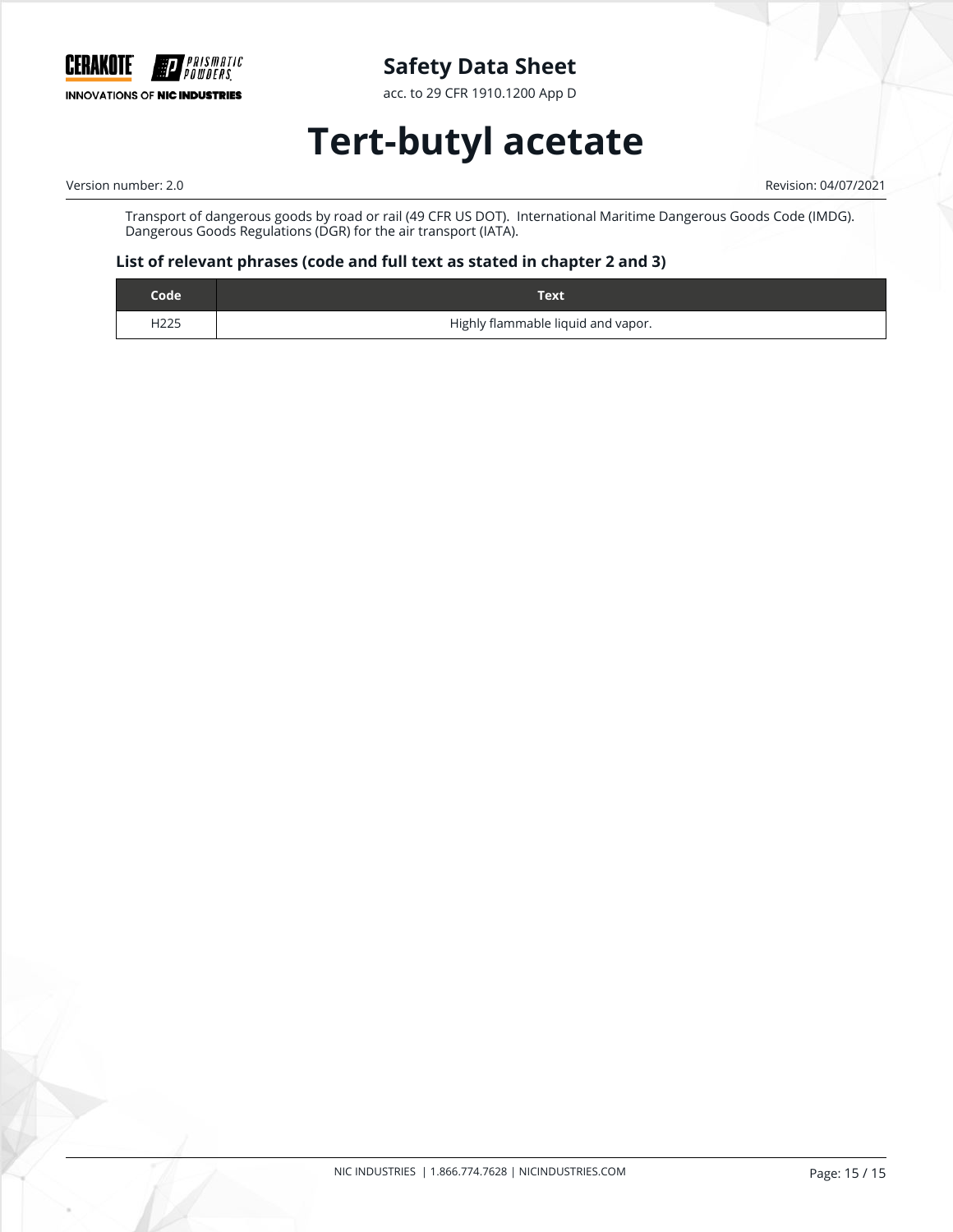Transport of dangerous goods by road or rail (49 CFR US DOT). International Maritime Dangerous Goods Code (IMDG). Dangerous Goods Regulations (DGR) for the air transport (IATA).

### List of relevant phrases (code and full text as stated in chapter 2 and 3)

| Code | Text |
|---|---|
| H225 | Highly flammable liquid and vapor. |